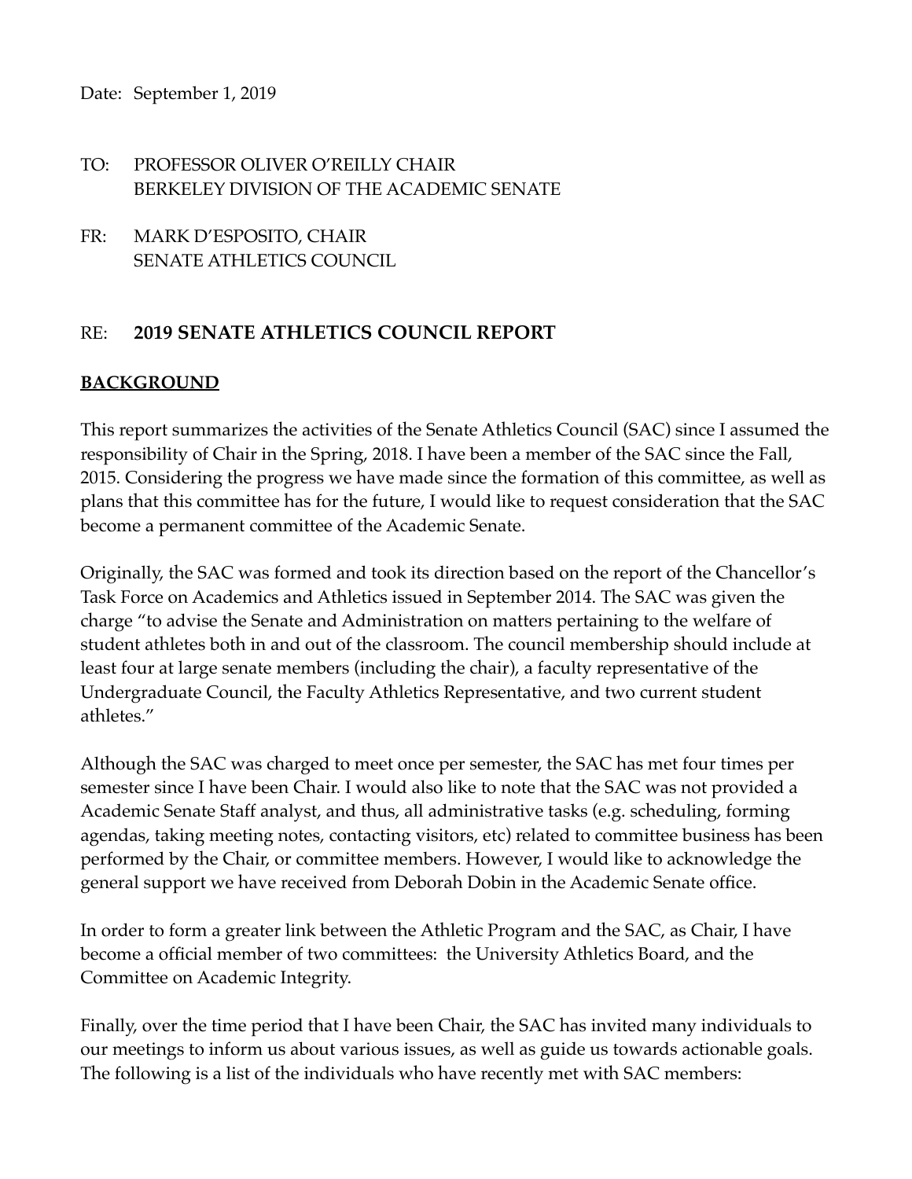Date: September 1, 2019

TO: PROFESSOR OLIVER O'REILLY CHAIR
BERKELEY DIVISION OF THE ACADEMIC SENATE

FR: MARK D'ESPOSITO, CHAIR
SENATE ATHLETICS COUNCIL

RE: **2019 SENATE ATHLETICS COUNCIL REPORT**

## **BACKGROUND**

This report summarizes the activities of the Senate Athletics Council (SAC) since I assumed the responsibility of Chair in the Spring, 2018. I have been a member of the SAC since the Fall, 2015. Considering the progress we have made since the formation of this committee, as well as plans that this committee has for the future, I would like to request consideration that the SAC become a permanent committee of the Academic Senate.

Originally, the SAC was formed and took its direction based on the report of the Chancellor's Task Force on Academics and Athletics issued in September 2014. The SAC was given the charge "to advise the Senate and Administration on matters pertaining to the welfare of student athletes both in and out of the classroom. The council membership should include at least four at large senate members (including the chair), a faculty representative of the Undergraduate Council, the Faculty Athletics Representative, and two current student athletes."

Although the SAC was charged to meet once per semester, the SAC has met four times per semester since I have been Chair. I would also like to note that the SAC was not provided a Academic Senate Staff analyst, and thus, all administrative tasks (e.g. scheduling, forming agendas, taking meeting notes, contacting visitors, etc) related to committee business has been performed by the Chair, or committee members. However, I would like to acknowledge the general support we have received from Deborah Dobin in the Academic Senate office.

In order to form a greater link between the Athletic Program and the SAC, as Chair, I have become a official member of two committees: the University Athletics Board, and the Committee on Academic Integrity.

Finally, over the time period that I have been Chair, the SAC has invited many individuals to our meetings to inform us about various issues, as well as guide us towards actionable goals. The following is a list of the individuals who have recently met with SAC members: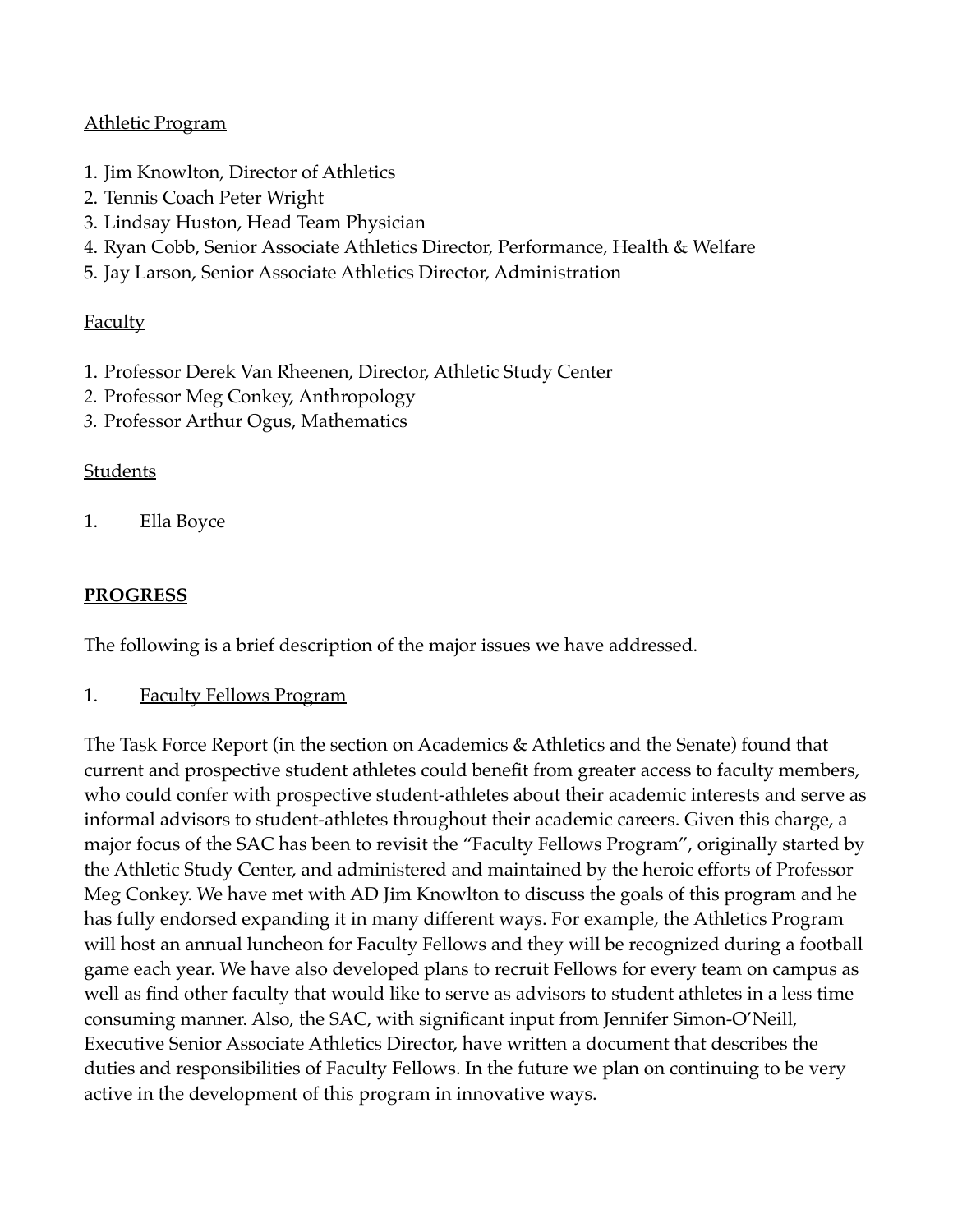Athletic Program

1. Jim Knowlton, Director of Athletics
2. Tennis Coach Peter Wright
3. Lindsay Huston, Head Team Physician
4. Ryan Cobb, Senior Associate Athletics Director, Performance, Health & Welfare
5. Jay Larson, Senior Associate Athletics Director, Administration

Faculty

1. Professor Derek Van Rheenen, Director, Athletic Study Center
2. Professor Meg Conkey, Anthropology
3. Professor Arthur Ogus, Mathematics

Students

1. Ella Boyce

## PROGRESS

The following is a brief description of the major issues we have addressed.

1. Faculty Fellows Program

The Task Force Report (in the section on Academics & Athletics and the Senate) found that current and prospective student athletes could benefit from greater access to faculty members, who could confer with prospective student-athletes about their academic interests and serve as informal advisors to student-athletes throughout their academic careers. Given this charge, a major focus of the SAC has been to revisit the "Faculty Fellows Program", originally started by the Athletic Study Center, and administered and maintained by the heroic efforts of Professor Meg Conkey. We have met with AD Jim Knowlton to discuss the goals of this program and he has fully endorsed expanding it in many different ways. For example, the Athletics Program will host an annual luncheon for Faculty Fellows and they will be recognized during a football game each year. We have also developed plans to recruit Fellows for every team on campus as well as find other faculty that would like to serve as advisors to student athletes in a less time consuming manner. Also, the SAC, with significant input from Jennifer Simon-O'Neill, Executive Senior Associate Athletics Director, have written a document that describes the duties and responsibilities of Faculty Fellows. In the future we plan on continuing to be very active in the development of this program in innovative ways.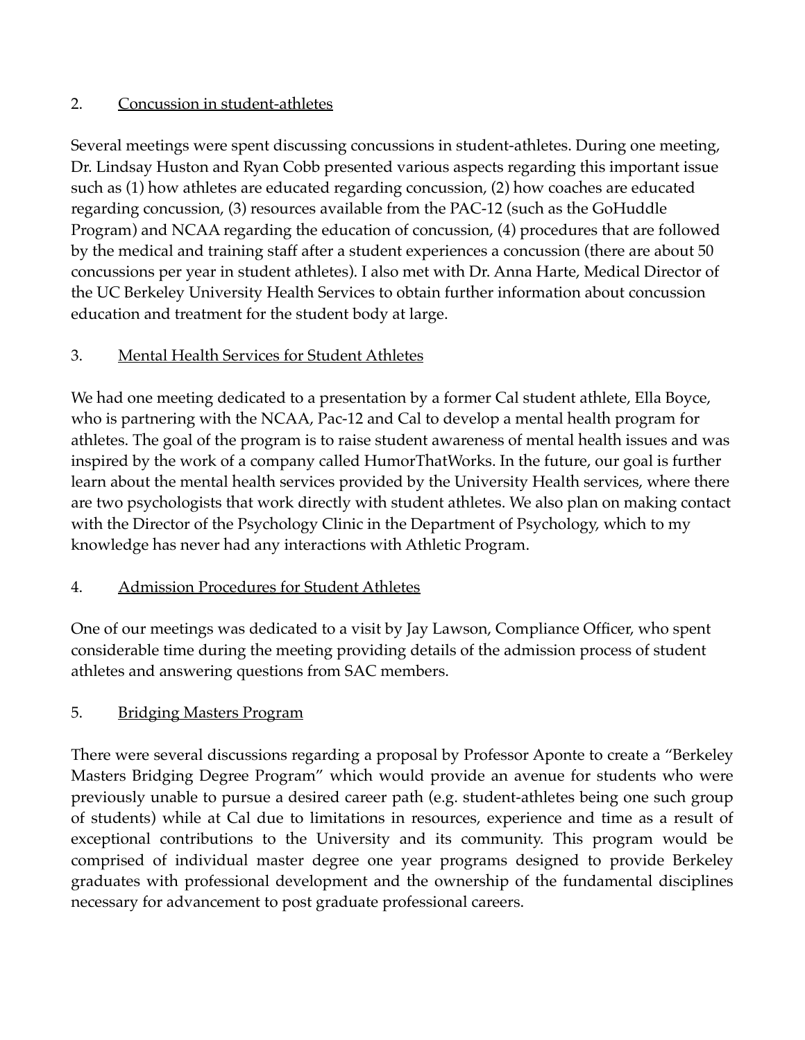2. Concussion in student-athletes

Several meetings were spent discussing concussions in student-athletes. During one meeting, Dr. Lindsay Huston and Ryan Cobb presented various aspects regarding this important issue such as (1) how athletes are educated regarding concussion, (2) how coaches are educated regarding concussion, (3) resources available from the PAC-12 (such as the GoHuddle Program) and NCAA regarding the education of concussion, (4) procedures that are followed by the medical and training staff after a student experiences a concussion (there are about 50 concussions per year in student athletes). I also met with Dr. Anna Harte, Medical Director of the UC Berkeley University Health Services to obtain further information about concussion education and treatment for the student body at large.

3. Mental Health Services for Student Athletes

We had one meeting dedicated to a presentation by a former Cal student athlete, Ella Boyce, who is partnering with the NCAA, Pac-12 and Cal to develop a mental health program for athletes. The goal of the program is to raise student awareness of mental health issues and was inspired by the work of a company called HumorThatWorks. In the future, our goal is further learn about the mental health services provided by the University Health services, where there are two psychologists that work directly with student athletes. We also plan on making contact with the Director of the Psychology Clinic in the Department of Psychology, which to my knowledge has never had any interactions with Athletic Program.

4. Admission Procedures for Student Athletes

One of our meetings was dedicated to a visit by Jay Lawson, Compliance Officer, who spent considerable time during the meeting providing details of the admission process of student athletes and answering questions from SAC members.

5. Bridging Masters Program

There were several discussions regarding a proposal by Professor Aponte to create a "Berkeley Masters Bridging Degree Program" which would provide an avenue for students who were previously unable to pursue a desired career path (e.g. student-athletes being one such group of students) while at Cal due to limitations in resources, experience and time as a result of exceptional contributions to the University and its community. This program would be comprised of individual master degree one year programs designed to provide Berkeley graduates with professional development and the ownership of the fundamental disciplines necessary for advancement to post graduate professional careers.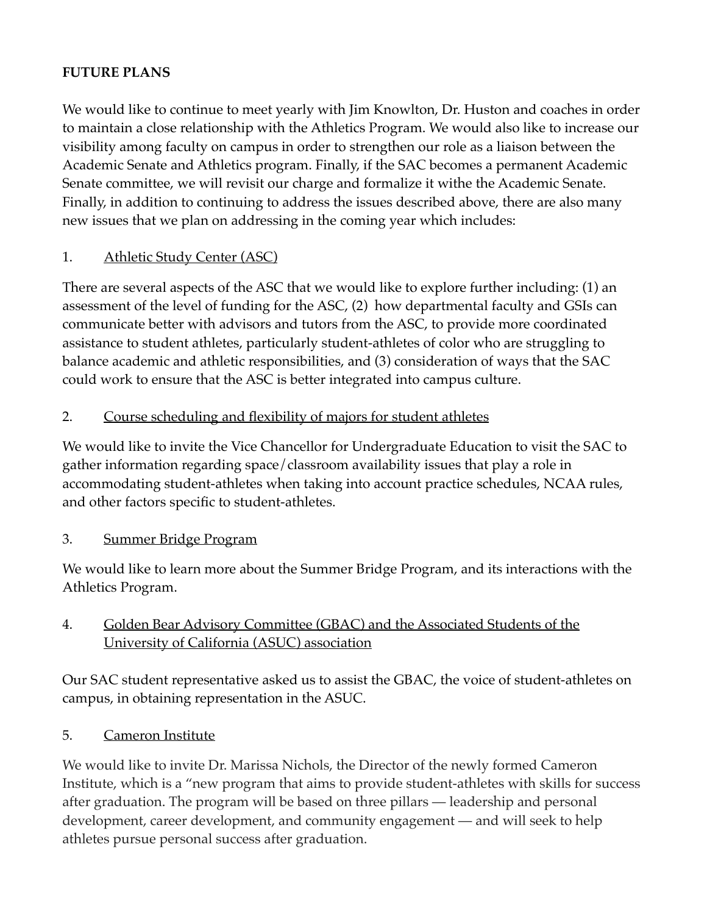**FUTURE PLANS**

We would like to continue to meet yearly with Jim Knowlton, Dr. Huston and coaches in order to maintain a close relationship with the Athletics Program. We would also like to increase our visibility among faculty on campus in order to strengthen our role as a liaison between the Academic Senate and Athletics program. Finally, if the SAC becomes a permanent Academic Senate committee, we will revisit our charge and formalize it withe the Academic Senate. Finally, in addition to continuing to address the issues described above, there are also many new issues that we plan on addressing in the coming year which includes:

1. Athletic Study Center (ASC)

There are several aspects of the ASC that we would like to explore further including: (1) an assessment of the level of funding for the ASC, (2) how departmental faculty and GSIs can communicate better with advisors and tutors from the ASC, to provide more coordinated assistance to student athletes, particularly student-athletes of color who are struggling to balance academic and athletic responsibilities, and (3) consideration of ways that the SAC could work to ensure that the ASC is better integrated into campus culture.

2. Course scheduling and flexibility of majors for student athletes

We would like to invite the Vice Chancellor for Undergraduate Education to visit the SAC to gather information regarding space/classroom availability issues that play a role in accommodating student-athletes when taking into account practice schedules, NCAA rules, and other factors specific to student-athletes.

3. Summer Bridge Program

We would like to learn more about the Summer Bridge Program, and its interactions with the Athletics Program.

4. Golden Bear Advisory Committee (GBAC) and the Associated Students of the University of California (ASUC) association

Our SAC student representative asked us to assist the GBAC, the voice of student-athletes on campus, in obtaining representation in the ASUC.

5. Cameron Institute

We would like to invite Dr. Marissa Nichols, the Director of the newly formed Cameron Institute, which is a "new program that aims to provide student-athletes with skills for success after graduation. The program will be based on three pillars — leadership and personal development, career development, and community engagement — and will seek to help athletes pursue personal success after graduation.